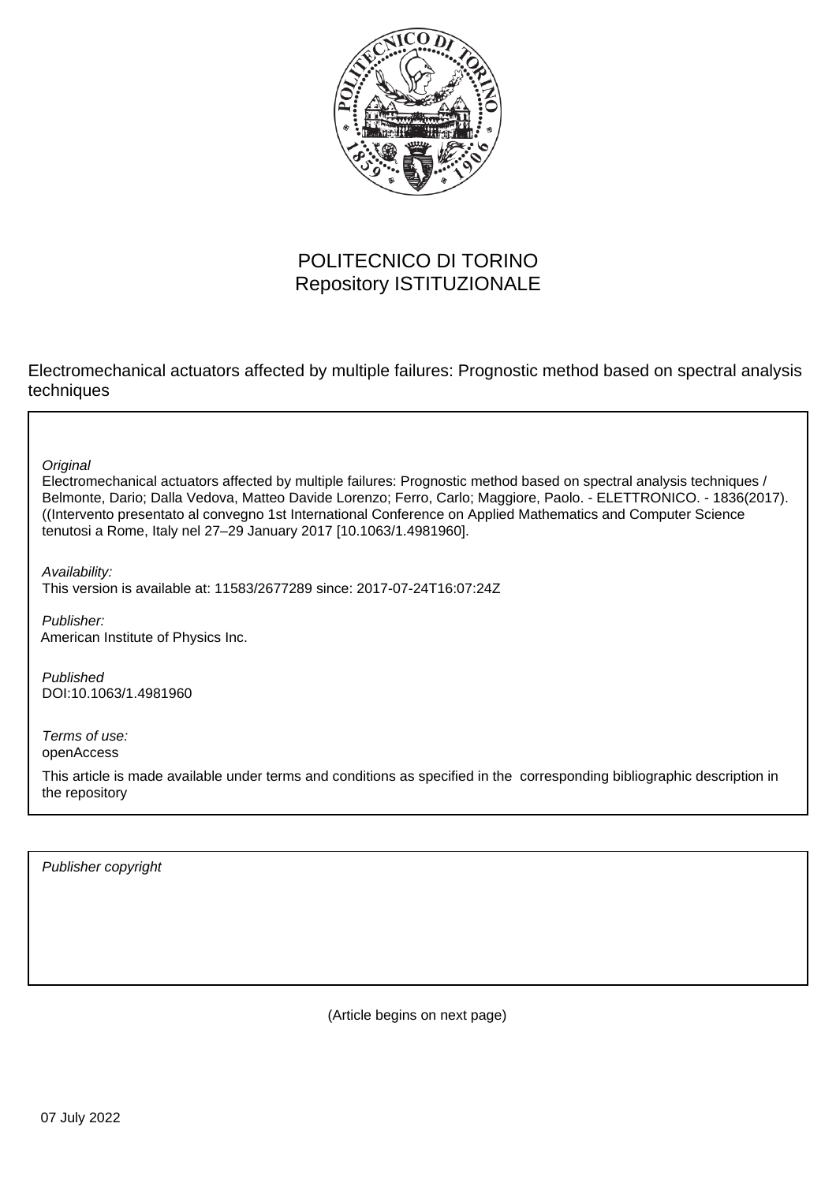POLITECNICO DI TORINO
Repository ISTITUZIONALE

Electromechanical actuators affected by multiple failures: Prognostic method based on spectral analysis techniques

*Original*
Electromechanical actuators affected by multiple failures: Prognostic method based on spectral analysis techniques / Belmonte, Dario; Dalla Vedova, Matteo Davide Lorenzo; Ferro, Carlo; Maggiore, Paolo. - ELETTRONICO. - 1836(2017). ((Intervento presentato al convegno 1st International Conference on Applied Mathematics and Computer Science tenutosi a Rome, Italy nel 27–29 January 2017 [10.1063/1.4981960].

*Availability:*
This version is available at: 11583/2677289 since: 2017-07-24T16:07:24Z

*Publisher:*
American Institute of Physics Inc.

*Published*
DOI:10.1063/1.4981960

*Terms of use:*
openAccess

This article is made available under terms and conditions as specified in the corresponding bibliographic description in the repository

*Publisher copyright*

(Article begins on next page)

07 July 2022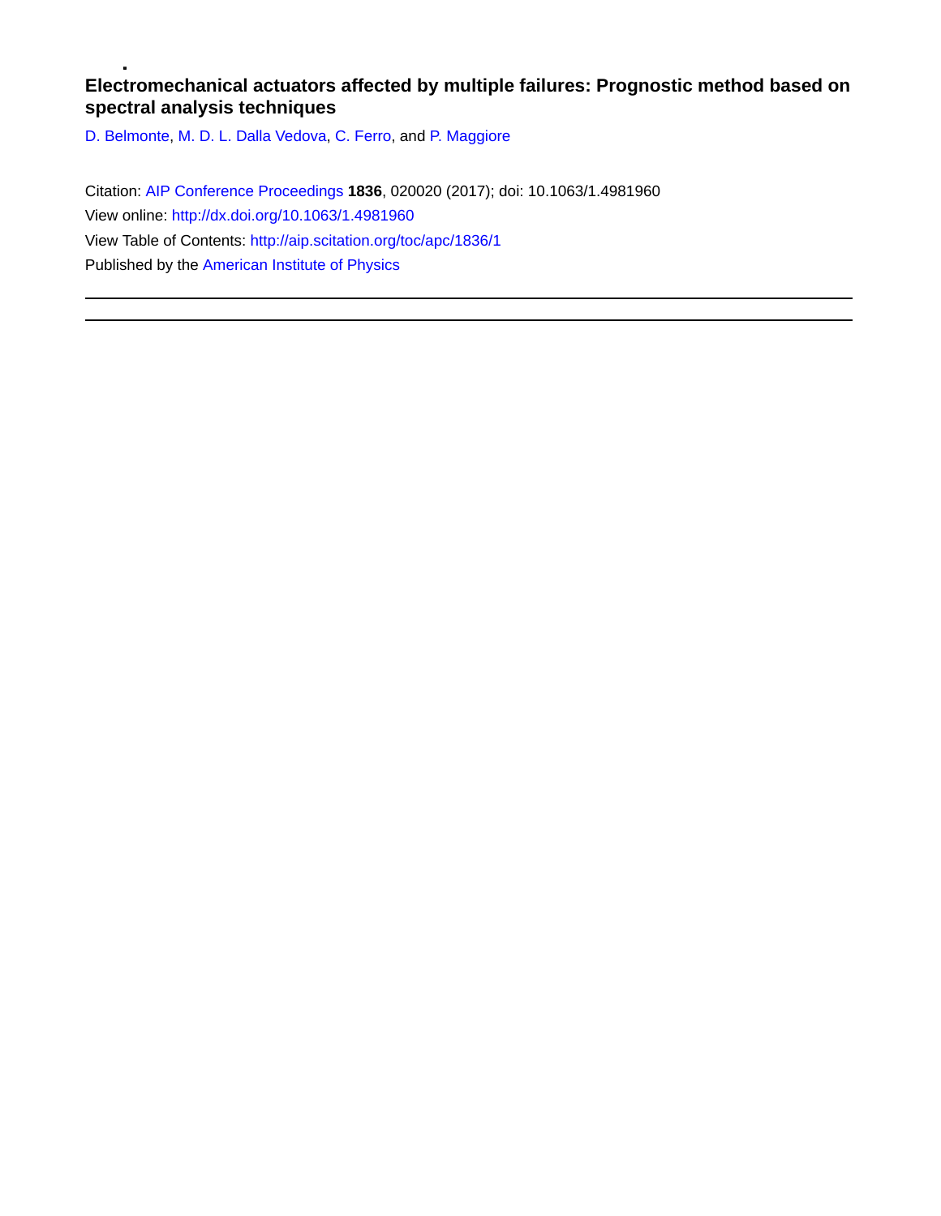# Electromechanical actuators affected by multiple failures: Prognostic method based on spectral analysis techniques

D. Belmonte, M. D. L. Dalla Vedova, C. Ferro, and P. Maggiore

Citation: AIP Conference Proceedings **1836**, 020020 (2017); doi: 10.1063/1.4981960

View online: http://dx.doi.org/10.1063/1.4981960

View Table of Contents: http://aip.scitation.org/toc/apc/1836/1

Published by the American Institute of Physics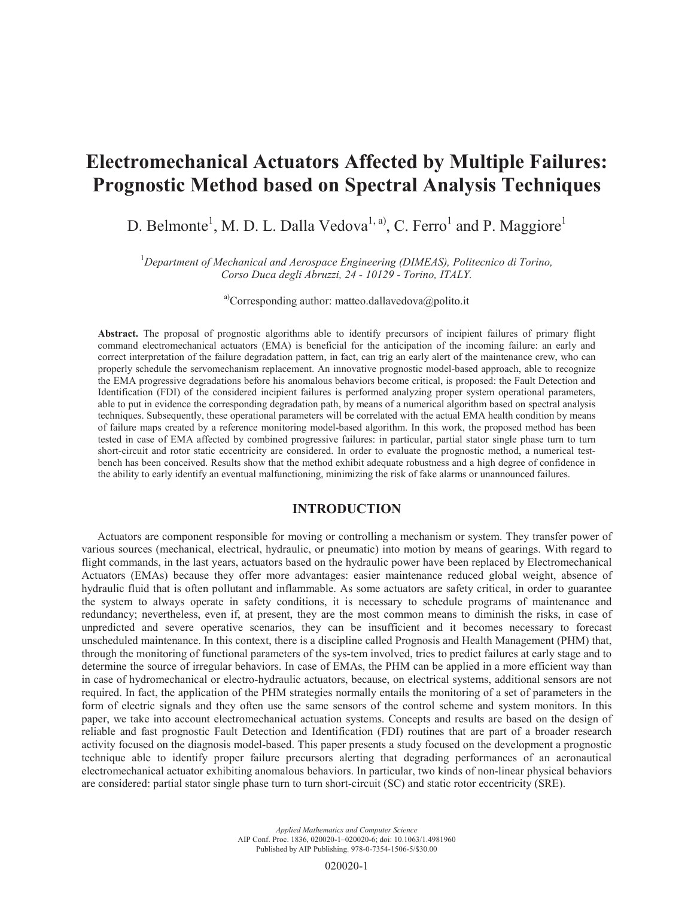# Electromechanical Actuators Affected by Multiple Failures: Prognostic Method based on Spectral Analysis Techniques

D. Belmonte[1], M. D. L. Dalla Vedova[1, a)], C. Ferro[1] and P. Maggiore[1]

[1]*Department of Mechanical and Aerospace Engineering (DIMEAS), Politecnico di Torino, Corso Duca degli Abruzzi, 24 - 10129 - Torino, ITALY.*

[a)]Corresponding author: matteo.dallavedova@polito.it

**Abstract.** The proposal of prognostic algorithms able to identify precursors of incipient failures of primary flight command electromechanical actuators (EMA) is beneficial for the anticipation of the incoming failure: an early and correct interpretation of the failure degradation pattern, in fact, can trig an early alert of the maintenance crew, who can properly schedule the servomechanism replacement. An innovative prognostic model-based approach, able to recognize the EMA progressive degradations before his anomalous behaviors become critical, is proposed: the Fault Detection and Identification (FDI) of the considered incipient failures is performed analyzing proper system operational parameters, able to put in evidence the corresponding degradation path, by means of a numerical algorithm based on spectral analysis techniques. Subsequently, these operational parameters will be correlated with the actual EMA health condition by means of failure maps created by a reference monitoring model-based algorithm. In this work, the proposed method has been tested in case of EMA affected by combined progressive failures: in particular, partial stator single phase turn to turn short-circuit and rotor static eccentricity are considered. In order to evaluate the prognostic method, a numerical test-bench has been conceived. Results show that the method exhibit adequate robustness and a high degree of confidence in the ability to early identify an eventual malfunctioning, minimizing the risk of fake alarms or unannounced failures.

## INTRODUCTION

Actuators are component responsible for moving or controlling a mechanism or system. They transfer power of various sources (mechanical, electrical, hydraulic, or pneumatic) into motion by means of gearings. With regard to flight commands, in the last years, actuators based on the hydraulic power have been replaced by Electromechanical Actuators (EMAs) because they offer more advantages: easier maintenance reduced global weight, absence of hydraulic fluid that is often pollutant and inflammable. As some actuators are safety critical, in order to guarantee the system to always operate in safety conditions, it is necessary to schedule programs of maintenance and redundancy; nevertheless, even if, at present, they are the most common means to diminish the risks, in case of unpredicted and severe operative scenarios, they can be insufficient and it becomes necessary to forecast unscheduled maintenance. In this context, there is a discipline called Prognosis and Health Management (PHM) that, through the monitoring of functional parameters of the sys-tem involved, tries to predict failures at early stage and to determine the source of irregular behaviors. In case of EMAs, the PHM can be applied in a more efficient way than in case of hydromechanical or electro-hydraulic actuators, because, on electrical systems, additional sensors are not required. In fact, the application of the PHM strategies normally entails the monitoring of a set of parameters in the form of electric signals and they often use the same sensors of the control scheme and system monitors. In this paper, we take into account electromechanical actuation systems. Concepts and results are based on the design of reliable and fast prognostic Fault Detection and Identification (FDI) routines that are part of a broader research activity focused on the diagnosis model-based. This paper presents a study focused on the development a prognostic technique able to identify proper failure precursors alerting that degrading performances of an aeronautical electromechanical actuator exhibiting anomalous behaviors. In particular, two kinds of non-linear physical behaviors are considered: partial stator single phase turn to turn short-circuit (SC) and static rotor eccentricity (SRE).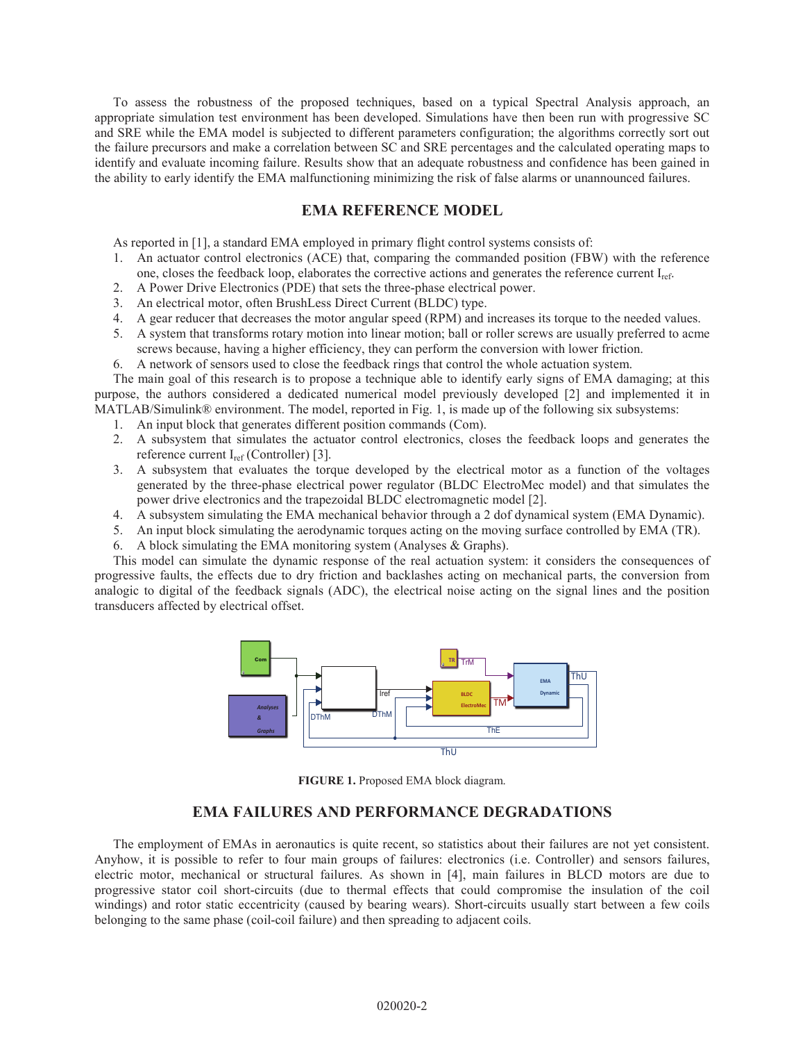To assess the robustness of the proposed techniques, based on a typical Spectral Analysis approach, an appropriate simulation test environment has been developed. Simulations have then been run with progressive SC and SRE while the EMA model is subjected to different parameters configuration; the algorithms correctly sort out the failure precursors and make a correlation between SC and SRE percentages and the calculated operating maps to identify and evaluate incoming failure. Results show that an adequate robustness and confidence has been gained in the ability to early identify the EMA malfunctioning minimizing the risk of false alarms or unannounced failures.

## EMA REFERENCE MODEL

As reported in [1], a standard EMA employed in primary flight control systems consists of:

1. An actuator control electronics (ACE) that, comparing the commanded position (FBW) with the reference one, closes the feedback loop, elaborates the corrective actions and generates the reference current $I_{ref}$.
2. A Power Drive Electronics (PDE) that sets the three-phase electrical power.
3. An electrical motor, often BrushLess Direct Current (BLDC) type.
4. A gear reducer that decreases the motor angular speed (RPM) and increases its torque to the needed values.
5. A system that transforms rotary motion into linear motion; ball or roller screws are usually preferred to acme screws because, having a higher efficiency, they can perform the conversion with lower friction.
6. A network of sensors used to close the feedback rings that control the whole actuation system.

The main goal of this research is to propose a technique able to identify early signs of EMA damaging; at this purpose, the authors considered a dedicated numerical model previously developed [2] and implemented it in MATLAB/Simulink® environment. The model, reported in Fig. 1, is made up of the following six subsystems:

1. An input block that generates different position commands (Com).
2. A subsystem that simulates the actuator control electronics, closes the feedback loops and generates the reference current $I_{ref}$ (Controller) [3].
3. A subsystem that evaluates the torque developed by the electrical motor as a function of the voltages generated by the three-phase electrical power regulator (BLDC ElectroMec model) and that simulates the power drive electronics and the trapezoidal BLDC electromagnetic model [2].
4. A subsystem simulating the EMA mechanical behavior through a 2 dof dynamical system (EMA Dynamic).
5. An input block simulating the aerodynamic torques acting on the moving surface controlled by EMA (TR).
6. A block simulating the EMA monitoring system (Analyses & Graphs).

This model can simulate the dynamic response of the real actuation system: it considers the consequences of progressive faults, the effects due to dry friction and backlashes acting on mechanical parts, the conversion from analogic to digital of the feedback signals (ADC), the electrical noise acting on the signal lines and the position transducers affected by electrical offset.

**FIGURE 1.** Proposed EMA block diagram.

## EMA FAILURES AND PERFORMANCE DEGRADATIONS

The employment of EMAs in aeronautics is quite recent, so statistics about their failures are not yet consistent. Anyhow, it is possible to refer to four main groups of failures: electronics (i.e. Controller) and sensors failures, electric motor, mechanical or structural failures. As shown in [4], main failures in BLCD motors are due to progressive stator coil short-circuits (due to thermal effects that could compromise the insulation of the coil windings) and rotor static eccentricity (caused by bearing wears). Short-circuits usually start between a few coils belonging to the same phase (coil-coil failure) and then spreading to adjacent coils.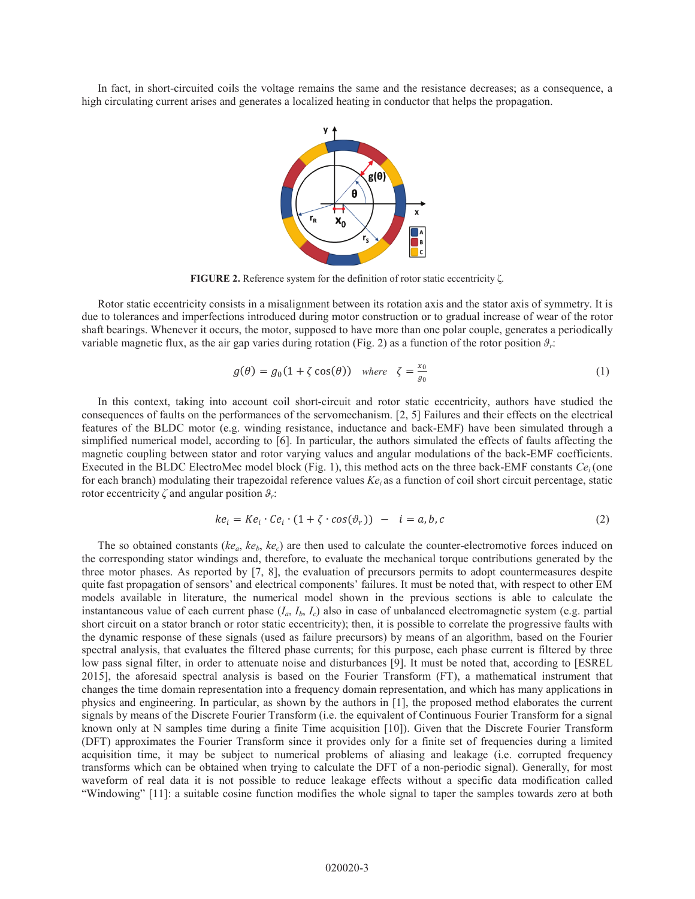In fact, in short-circuited coils the voltage remains the same and the resistance decreases; as a consequence, a high circulating current arises and generates a localized heating in conductor that helps the propagation.

**FIGURE 2.** Reference system for the definition of rotor static eccentricity $\zeta$.

Rotor static eccentricity consists in a misalignment between its rotation axis and the stator axis of symmetry. It is due to tolerances and imperfections introduced during motor construction or to gradual increase of wear of the rotor shaft bearings. Whenever it occurs, the motor, supposed to have more than one polar couple, generates a periodically variable magnetic flux, as the air gap varies during rotation (Fig. 2) as a function of the rotor position $\vartheta_r$:

$$g(\theta) = g_0(1 + \zeta \cos(\theta)) \quad where \quad \zeta = \frac{x_0}{g_0} \tag{1}$$

In this context, taking into account coil short-circuit and rotor static eccentricity, authors have studied the consequences of faults on the performances of the servomechanism. [2, 5] Failures and their effects on the electrical features of the BLDC motor (e.g. winding resistance, inductance and back-EMF) have been simulated through a simplified numerical model, according to [6]. In particular, the authors simulated the effects of faults affecting the magnetic coupling between stator and rotor varying values and angular modulations of the back-EMF coefficients. Executed in the BLDC ElectroMec model block (Fig. 1), this method acts on the three back-EMF constants $Ce_i$ (one for each branch) modulating their trapezoidal reference values $Ke_i$ as a function of coil short circuit percentage, static rotor eccentricity $\zeta$ and angular position $\vartheta_r$:

$$ke_i = Ke_i \cdot Ce_i \cdot (1 + \zeta \cdot cos(\vartheta_r)) \quad - \quad i = a, b, c \tag{2}$$

The so obtained constants ($ke_a$, $ke_b$, $ke_c$) are then used to calculate the counter-electromotive forces induced on the corresponding stator windings and, therefore, to evaluate the mechanical torque contributions generated by the three motor phases. As reported by [7, 8], the evaluation of precursors permits to adopt countermeasures despite quite fast propagation of sensors' and electrical components' failures. It must be noted that, with respect to other EM models available in literature, the numerical model shown in the previous sections is able to calculate the instantaneous value of each current phase ($I_a$, $I_b$, $I_c$) also in case of unbalanced electromagnetic system (e.g. partial short circuit on a stator branch or rotor static eccentricity); then, it is possible to correlate the progressive faults with the dynamic response of these signals (used as failure precursors) by means of an algorithm, based on the Fourier spectral analysis, that evaluates the filtered phase currents; for this purpose, each phase current is filtered by three low pass signal filter, in order to attenuate noise and disturbances [9]. It must be noted that, according to [ESREL 2015], the aforesaid spectral analysis is based on the Fourier Transform (FT), a mathematical instrument that changes the time domain representation into a frequency domain representation, and which has many applications in physics and engineering. In particular, as shown by the authors in [1], the proposed method elaborates the current signals by means of the Discrete Fourier Transform (i.e. the equivalent of Continuous Fourier Transform for a signal known only at N samples time during a finite Time acquisition [10]). Given that the Discrete Fourier Transform (DFT) approximates the Fourier Transform since it provides only for a finite set of frequencies during a limited acquisition time, it may be subject to numerical problems of aliasing and leakage (i.e. corrupted frequency transforms which can be obtained when trying to calculate the DFT of a non-periodic signal). Generally, for most waveform of real data it is not possible to reduce leakage effects without a specific data modification called "Windowing" [11]: a suitable cosine function modifies the whole signal to taper the samples towards zero at both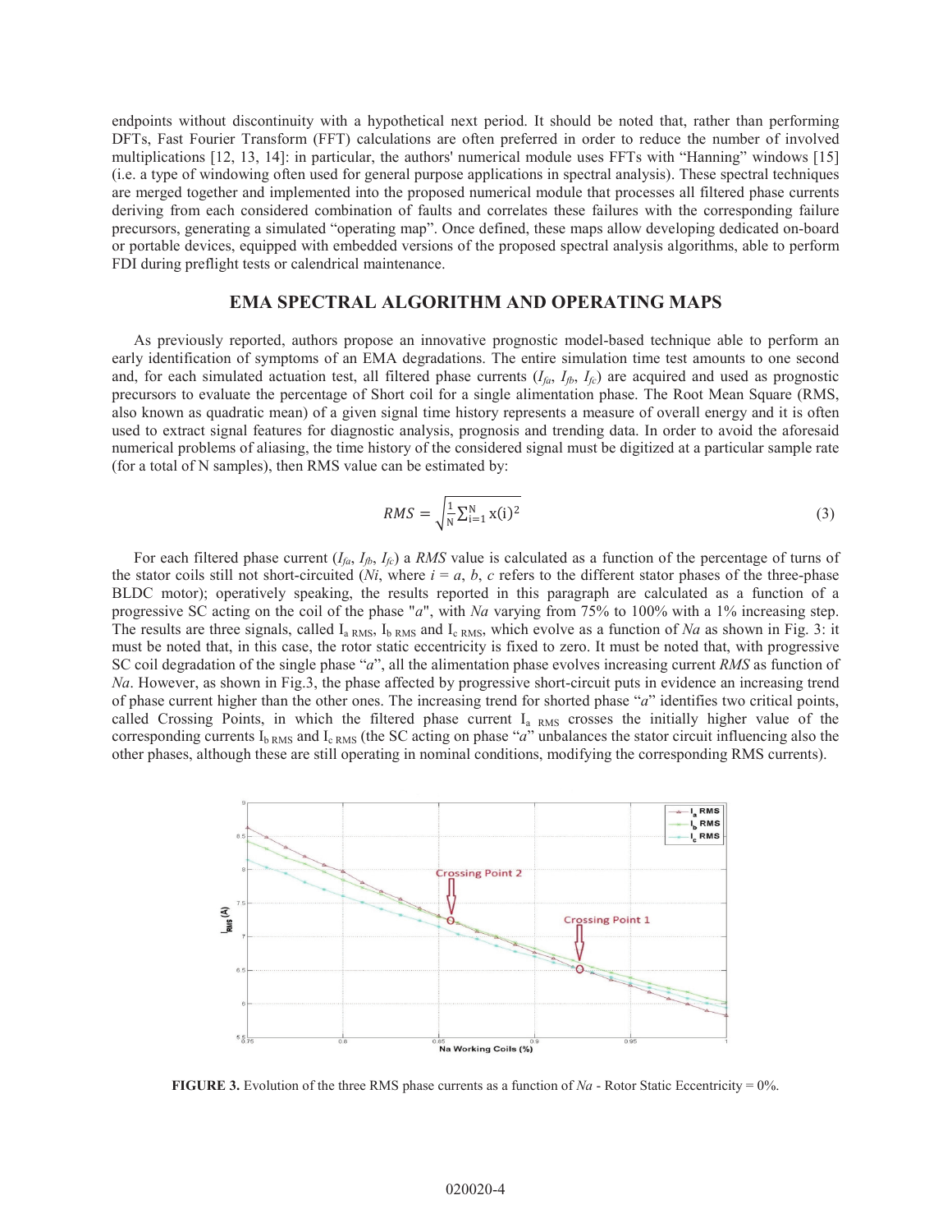endpoints without discontinuity with a hypothetical next period. It should be noted that, rather than performing DFTs, Fast Fourier Transform (FFT) calculations are often preferred in order to reduce the number of involved multiplications [12, 13, 14]: in particular, the authors' numerical module uses FFTs with "Hanning" windows [15] (i.e. a type of windowing often used for general purpose applications in spectral analysis). These spectral techniques are merged together and implemented into the proposed numerical module that processes all filtered phase currents deriving from each considered combination of faults and correlates these failures with the corresponding failure precursors, generating a simulated "operating map". Once defined, these maps allow developing dedicated on-board or portable devices, equipped with embedded versions of the proposed spectral analysis algorithms, able to perform FDI during preflight tests or calendrical maintenance.

## EMA SPECTRAL ALGORITHM AND OPERATING MAPS

As previously reported, authors propose an innovative prognostic model-based technique able to perform an early identification of symptoms of an EMA degradations. The entire simulation time test amounts to one second and, for each simulated actuation test, all filtered phase currents ($I_{fa}$, $I_{fb}$, $I_{fc}$) are acquired and used as prognostic precursors to evaluate the percentage of Short coil for a single alimentation phase. The Root Mean Square (RMS, also known as quadratic mean) of a given signal time history represents a measure of overall energy and it is often used to extract signal features for diagnostic analysis, prognosis and trending data. In order to avoid the aforesaid numerical problems of aliasing, the time history of the considered signal must be digitized at a particular sample rate (for a total of N samples), then RMS value can be estimated by:

$$RMS = \sqrt{\frac{1}{\mathrm{N}}\sum_{\mathrm{i}=1}^{\mathrm{N}} \mathrm{x(i)}^2} \tag{3}$$

For each filtered phase current ($I_{fa}$, $I_{fb}$, $I_{fc}$) a *RMS* value is calculated as a function of the percentage of turns of the stator coils still not short-circuited (*Ni*, where *i* = *a*, *b*, *c* refers to the different stator phases of the three-phase BLDC motor); operatively speaking, the results reported in this paragraph are calculated as a function of a progressive SC acting on the coil of the phase "*a*", with *Na* varying from 75% to 100% with a 1% increasing step. The results are three signals, called $I_{a\ RMS}$, $I_{b\ RMS}$ and $I_{c\ RMS}$, which evolve as a function of *Na* as shown in Fig. 3: it must be noted that, in this case, the rotor static eccentricity is fixed to zero. It must be noted that, with progressive SC coil degradation of the single phase "*a*", all the alimentation phase evolves increasing current *RMS* as function of *Na*. However, as shown in Fig.3, the phase affected by progressive short-circuit puts in evidence an increasing trend of phase current higher than the other ones. The increasing trend for shorted phase "*a*" identifies two critical points, called Crossing Points, in which the filtered phase current $I_{a\ RMS}$ crosses the initially higher value of the corresponding currents $I_{b\ RMS}$ and $I_{c\ RMS}$ (the SC acting on phase "*a*" unbalances the stator circuit influencing also the other phases, although these are still operating in nominal conditions, modifying the corresponding RMS currents).

**FIGURE 3.** Evolution of the three RMS phase currents as a function of *Na* - Rotor Static Eccentricity = 0%.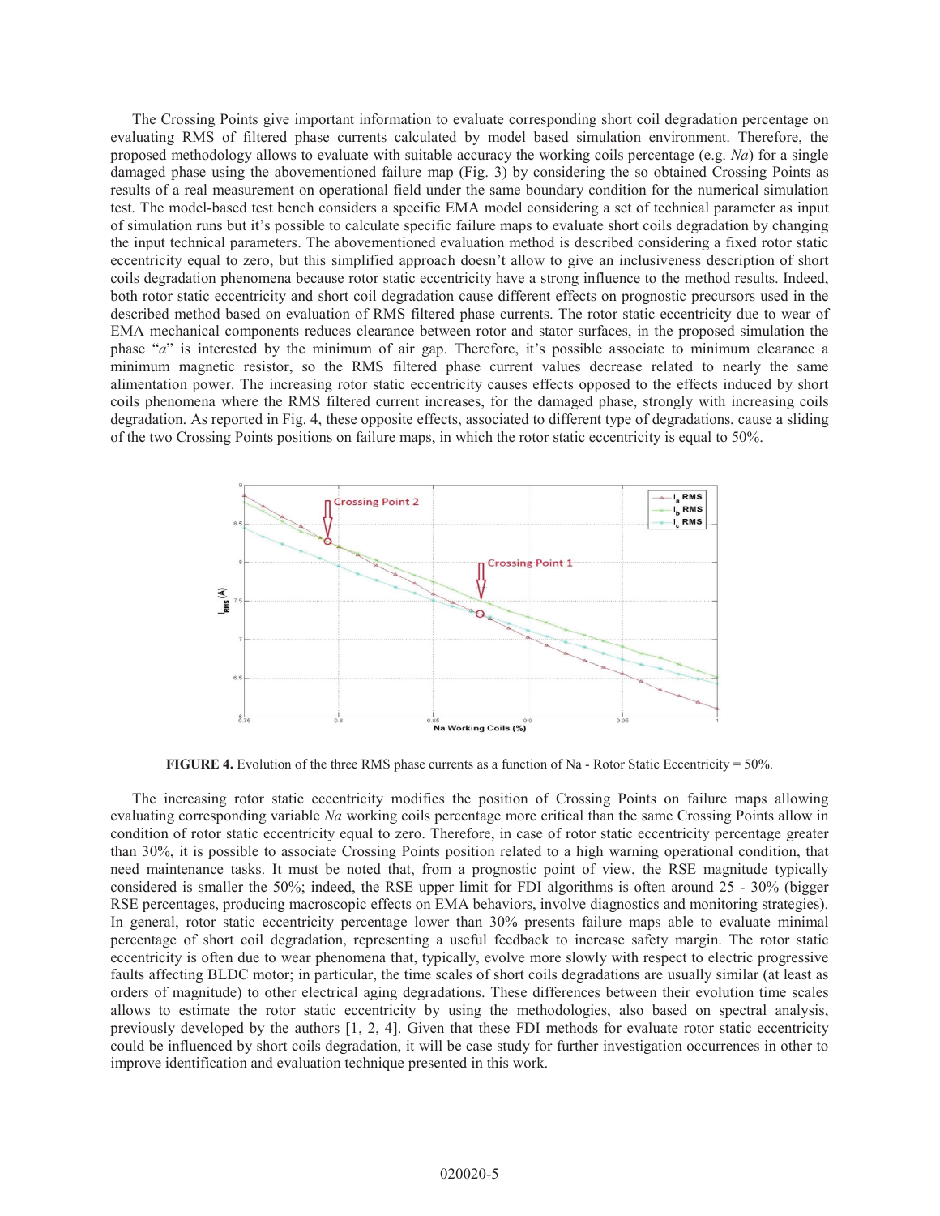The Crossing Points give important information to evaluate corresponding short coil degradation percentage on evaluating RMS of filtered phase currents calculated by model based simulation environment. Therefore, the proposed methodology allows to evaluate with suitable accuracy the working coils percentage (e.g. *Na*) for a single damaged phase using the abovementioned failure map (Fig. 3) by considering the so obtained Crossing Points as results of a real measurement on operational field under the same boundary condition for the numerical simulation test. The model-based test bench considers a specific EMA model considering a set of technical parameter as input of simulation runs but it's possible to calculate specific failure maps to evaluate short coils degradation by changing the input technical parameters. The abovementioned evaluation method is described considering a fixed rotor static eccentricity equal to zero, but this simplified approach doesn't allow to give an inclusiveness description of short coils degradation phenomena because rotor static eccentricity have a strong influence to the method results. Indeed, both rotor static eccentricity and short coil degradation cause different effects on prognostic precursors used in the described method based on evaluation of RMS filtered phase currents. The rotor static eccentricity due to wear of EMA mechanical components reduces clearance between rotor and stator surfaces, in the proposed simulation the phase "*a*" is interested by the minimum of air gap. Therefore, it's possible associate to minimum clearance a minimum magnetic resistor, so the RMS filtered phase current values decrease related to nearly the same alimentation power. The increasing rotor static eccentricity causes effects opposed to the effects induced by short coils phenomena where the RMS filtered current increases, for the damaged phase, strongly with increasing coils degradation. As reported in Fig. 4, these opposite effects, associated to different type of degradations, cause a sliding of the two Crossing Points positions on failure maps, in which the rotor static eccentricity is equal to 50%.

**FIGURE 4.** Evolution of the three RMS phase currents as a function of Na - Rotor Static Eccentricity = 50%.

The increasing rotor static eccentricity modifies the position of Crossing Points on failure maps allowing evaluating corresponding variable *Na* working coils percentage more critical than the same Crossing Points allow in condition of rotor static eccentricity equal to zero. Therefore, in case of rotor static eccentricity percentage greater than 30%, it is possible to associate Crossing Points position related to a high warning operational condition, that need maintenance tasks. It must be noted that, from a prognostic point of view, the RSE magnitude typically considered is smaller the 50%; indeed, the RSE upper limit for FDI algorithms is often around 25 - 30% (bigger RSE percentages, producing macroscopic effects on EMA behaviors, involve diagnostics and monitoring strategies). In general, rotor static eccentricity percentage lower than 30% presents failure maps able to evaluate minimal percentage of short coil degradation, representing a useful feedback to increase safety margin. The rotor static eccentricity is often due to wear phenomena that, typically, evolve more slowly with respect to electric progressive faults affecting BLDC motor; in particular, the time scales of short coils degradations are usually similar (at least as orders of magnitude) to other electrical aging degradations. These differences between their evolution time scales allows to estimate the rotor static eccentricity by using the methodologies, also based on spectral analysis, previously developed by the authors [1, 2, 4]. Given that these FDI methods for evaluate rotor static eccentricity could be influenced by short coils degradation, it will be case study for further investigation occurrences in other to improve identification and evaluation technique presented in this work.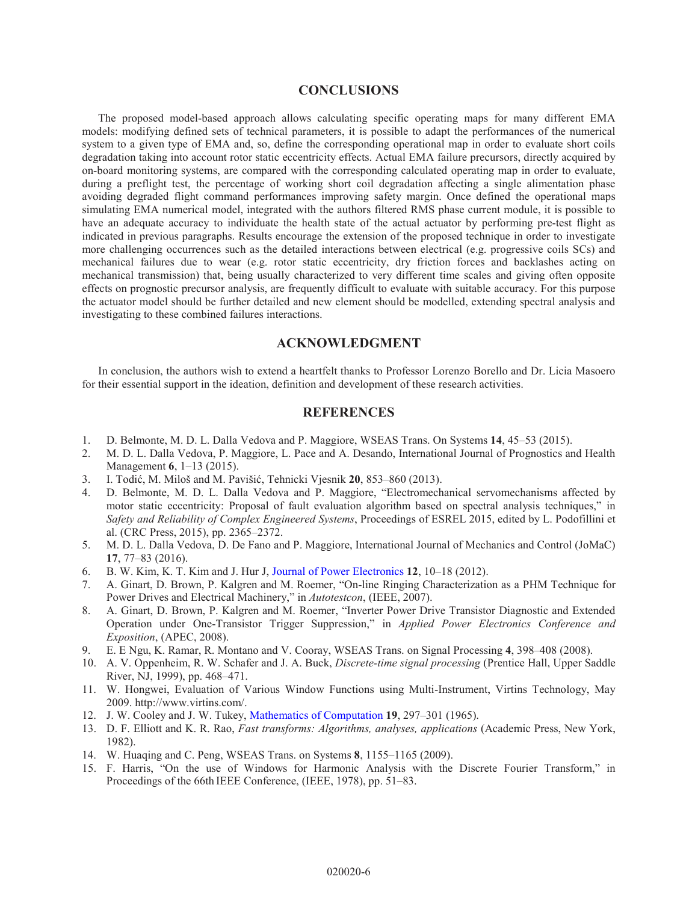## CONCLUSIONS

The proposed model-based approach allows calculating specific operating maps for many different EMA models: modifying defined sets of technical parameters, it is possible to adapt the performances of the numerical system to a given type of EMA and, so, define the corresponding operational map in order to evaluate short coils degradation taking into account rotor static eccentricity effects. Actual EMA failure precursors, directly acquired by on-board monitoring systems, are compared with the corresponding calculated operating map in order to evaluate, during a preflight test, the percentage of working short coil degradation affecting a single alimentation phase avoiding degraded flight command performances improving safety margin. Once defined the operational maps simulating EMA numerical model, integrated with the authors filtered RMS phase current module, it is possible to have an adequate accuracy to individuate the health state of the actual actuator by performing pre-test flight as indicated in previous paragraphs. Results encourage the extension of the proposed technique in order to investigate more challenging occurrences such as the detailed interactions between electrical (e.g. progressive coils SCs) and mechanical failures due to wear (e.g. rotor static eccentricity, dry friction forces and backlashes acting on mechanical transmission) that, being usually characterized to very different time scales and giving often opposite effects on prognostic precursor analysis, are frequently difficult to evaluate with suitable accuracy. For this purpose the actuator model should be further detailed and new element should be modelled, extending spectral analysis and investigating to these combined failures interactions.

## ACKNOWLEDGMENT

In conclusion, the authors wish to extend a heartfelt thanks to Professor Lorenzo Borello and Dr. Licia Masoero for their essential support in the ideation, definition and development of these research activities.

## REFERENCES

1. D. Belmonte, M. D. L. Dalla Vedova and P. Maggiore, WSEAS Trans. On Systems **14**, 45–53 (2015).
2. M. D. L. Dalla Vedova, P. Maggiore, L. Pace and A. Desando, International Journal of Prognostics and Health Management **6**, 1–13 (2015).
3. I. Todić, M. Miloš and M. Pavišić, Tehnicki Vjesnik **20**, 853–860 (2013).
4. D. Belmonte, M. D. L. Dalla Vedova and P. Maggiore, "Electromechanical servomechanisms affected by motor static eccentricity: Proposal of fault evaluation algorithm based on spectral analysis techniques," in *Safety and Reliability of Complex Engineered Systems*, Proceedings of ESREL 2015, edited by L. Podofillini et al. (CRC Press, 2015), pp. 2365–2372.
5. M. D. L. Dalla Vedova, D. De Fano and P. Maggiore, International Journal of Mechanics and Control (JoMaC) **17**, 77–83 (2016).
6. B. W. Kim, K. T. Kim and J. Hur J, Journal of Power Electronics **12**, 10–18 (2012).
7. A. Ginart, D. Brown, P. Kalgren and M. Roemer, "On-line Ringing Characterization as a PHM Technique for Power Drives and Electrical Machinery," in *Autotestcon*, (IEEE, 2007).
8. A. Ginart, D. Brown, P. Kalgren and M. Roemer, "Inverter Power Drive Transistor Diagnostic and Extended Operation under One-Transistor Trigger Suppression," in *Applied Power Electronics Conference and Exposition*, (APEC, 2008).
9. E. E Ngu, K. Ramar, R. Montano and V. Cooray, WSEAS Trans. on Signal Processing **4**, 398–408 (2008).
10. A. V. Oppenheim, R. W. Schafer and J. A. Buck, *Discrete-time signal processing* (Prentice Hall, Upper Saddle River, NJ, 1999), pp. 468–471.
11. W. Hongwei, Evaluation of Various Window Functions using Multi-Instrument, Virtins Technology, May 2009. http://www.virtins.com/.
12. J. W. Cooley and J. W. Tukey, Mathematics of Computation **19**, 297–301 (1965).
13. D. F. Elliott and K. R. Rao, *Fast transforms: Algorithms, analyses, applications* (Academic Press, New York, 1982).
14. W. Huaqing and C. Peng, WSEAS Trans. on Systems **8**, 1155–1165 (2009).
15. F. Harris, "On the use of Windows for Harmonic Analysis with the Discrete Fourier Transform," in Proceedings of the 66th IEEE Conference, (IEEE, 1978), pp. 51–83.